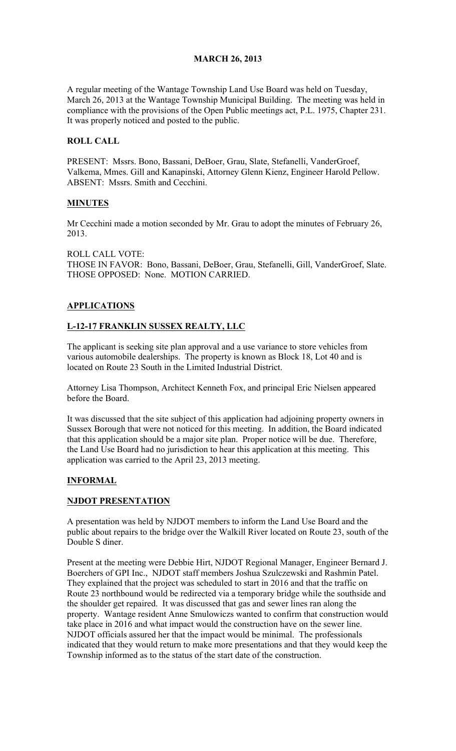**MARCH 26, 2013**

A regular meeting of the Wantage Township Land Use Board was held on Tuesday, March 26, 2013 at the Wantage Township Municipal Building. The meeting was held in compliance with the provisions of the Open Public meetings act, P.L. 1975, Chapter 231. It was properly noticed and posted to the public.

**ROLL CALL**

PRESENT: Mssrs. Bono, Bassani, DeBoer, Grau, Slate, Stefanelli, VanderGroef, Valkema, Mmes. Gill and Kanapinski, Attorney Glenn Kienz, Engineer Harold Pellow.
ABSENT: Mssrs. Smith and Cecchini.

**MINUTES**

Mr Cecchini made a motion seconded by Mr. Grau to adopt the minutes of February 26, 2013.

ROLL CALL VOTE:
THOSE IN FAVOR: Bono, Bassani, DeBoer, Grau, Stefanelli, Gill, VanderGroef, Slate.
THOSE OPPOSED: None. MOTION CARRIED.

**APPLICATIONS**

**L-12-17 FRANKLIN SUSSEX REALTY, LLC**

The applicant is seeking site plan approval and a use variance to store vehicles from various automobile dealerships. The property is known as Block 18, Lot 40 and is located on Route 23 South in the Limited Industrial District.

Attorney Lisa Thompson, Architect Kenneth Fox, and principal Eric Nielsen appeared before the Board.

It was discussed that the site subject of this application had adjoining property owners in Sussex Borough that were not noticed for this meeting. In addition, the Board indicated that this application should be a major site plan. Proper notice will be due. Therefore, the Land Use Board had no jurisdiction to hear this application at this meeting. This application was carried to the April 23, 2013 meeting.

**INFORMAL**

**NJDOT PRESENTATION**

A presentation was held by NJDOT members to inform the Land Use Board and the public about repairs to the bridge over the Walkill River located on Route 23, south of the Double S diner.

Present at the meeting were Debbie Hirt, NJDOT Regional Manager, Engineer Bernard J. Boerchers of GPI Inc., NJDOT staff members Joshua Szulczewski and Rashmin Patel. They explained that the project was scheduled to start in 2016 and that the traffic on Route 23 northbound would be redirected via a temporary bridge while the southside and the shoulder get repaired. It was discussed that gas and sewer lines ran along the property. Wantage resident Anne Smulowiczs wanted to confirm that construction would take place in 2016 and what impact would the construction have on the sewer line. NJDOT officials assured her that the impact would be minimal. The professionals indicated that they would return to make more presentations and that they would keep the Township informed as to the status of the start date of the construction.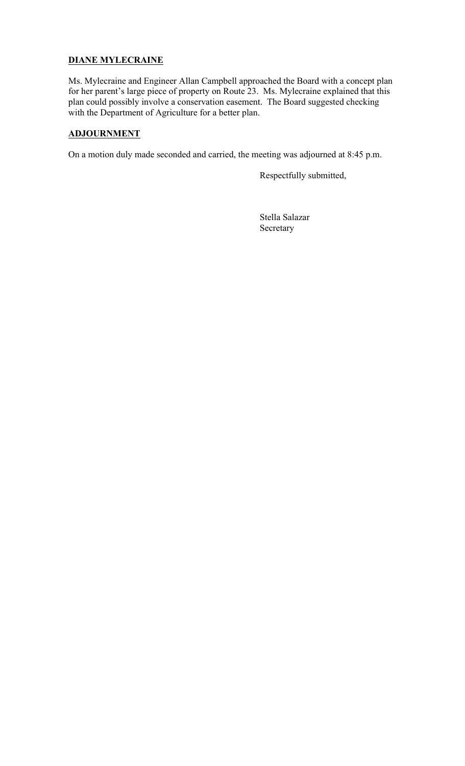**DIANE MYLECRAINE**

Ms. Mylecraine and Engineer Allan Campbell approached the Board with a concept plan for her parent's large piece of property on Route 23. Ms. Mylecraine explained that this plan could possibly involve a conservation easement. The Board suggested checking with the Department of Agriculture for a better plan.

**ADJOURNMENT**

On a motion duly made seconded and carried, the meeting was adjourned at 8:45 p.m.

Respectfully submitted,

Stella Salazar
Secretary